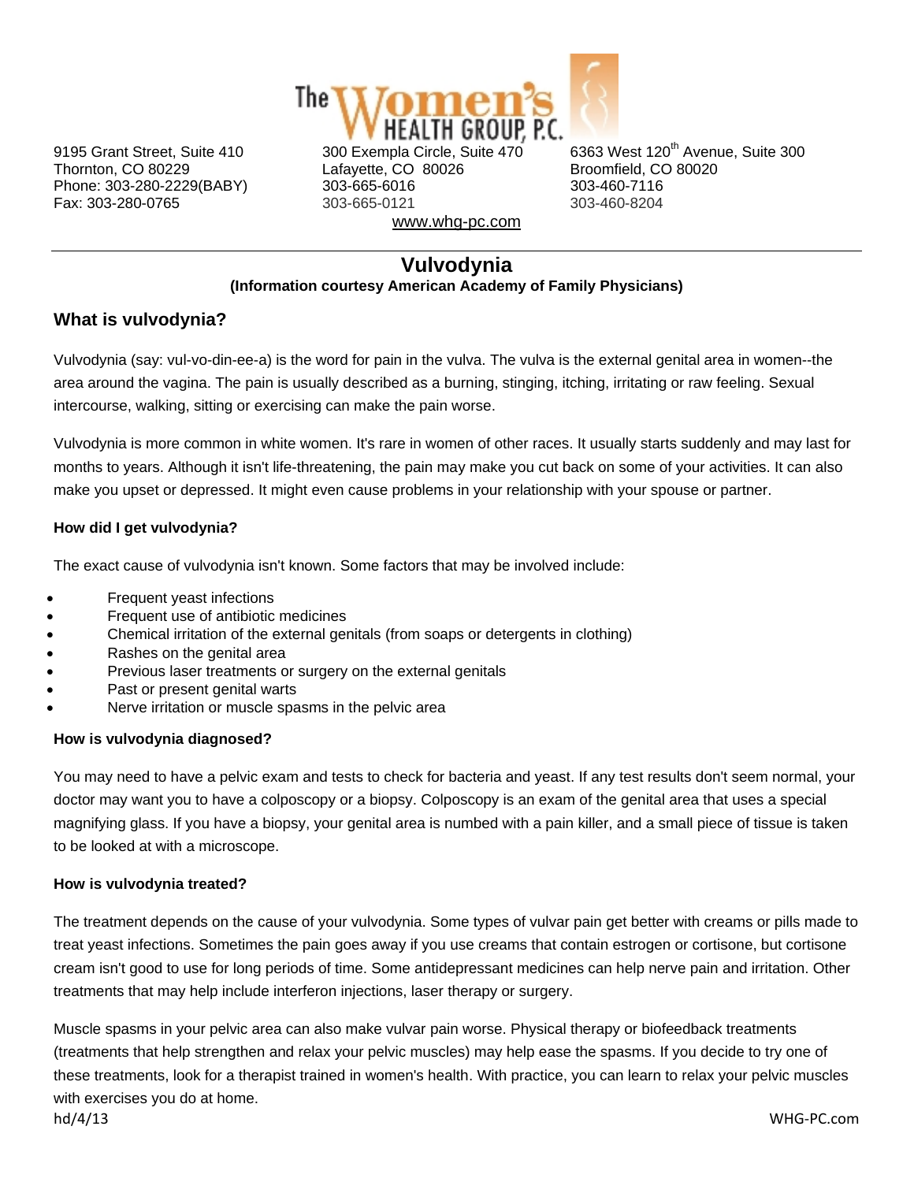The Women's Health Group, P.C.

9195 Grant Street, Suite 410
Thornton, CO 80229
Phone: 303-280-2229(BABY)
Fax: 303-280-0765

300 Exempla Circle, Suite 470
Lafayette, CO 80026
303-665-6016
303-665-0121

6363 West 120th Avenue, Suite 300
Broomfield, CO 80020
303-460-7116
303-460-8204

www.whg-pc.com

---

# Vulvodynia

**(Information courtesy American Academy of Family Physicians)**

## What is vulvodynia?

Vulvodynia (say: vul-vo-din-ee-a) is the word for pain in the vulva. The vulva is the external genital area in women--the area around the vagina. The pain is usually described as a burning, stinging, itching, irritating or raw feeling. Sexual intercourse, walking, sitting or exercising can make the pain worse.

Vulvodynia is more common in white women. It's rare in women of other races. It usually starts suddenly and may last for months to years. Although it isn't life-threatening, the pain may make you cut back on some of your activities. It can also make you upset or depressed. It might even cause problems in your relationship with your spouse or partner.

### How did I get vulvodynia?

The exact cause of vulvodynia isn't known. Some factors that may be involved include:

- Frequent yeast infections
- Frequent use of antibiotic medicines
- Chemical irritation of the external genitals (from soaps or detergents in clothing)
- Rashes on the genital area
- Previous laser treatments or surgery on the external genitals
- Past or present genital warts
- Nerve irritation or muscle spasms in the pelvic area

### How is vulvodynia diagnosed?

You may need to have a pelvic exam and tests to check for bacteria and yeast. If any test results don't seem normal, your doctor may want you to have a colposcopy or a biopsy. Colposcopy is an exam of the genital area that uses a special magnifying glass. If you have a biopsy, your genital area is numbed with a pain killer, and a small piece of tissue is taken to be looked at with a microscope.

### How is vulvodynia treated?

The treatment depends on the cause of your vulvodynia. Some types of vulvar pain get better with creams or pills made to treat yeast infections. Sometimes the pain goes away if you use creams that contain estrogen or cortisone, but cortisone cream isn't good to use for long periods of time. Some antidepressant medicines can help nerve pain and irritation. Other treatments that may help include interferon injections, laser therapy or surgery.

Muscle spasms in your pelvic area can also make vulvar pain worse. Physical therapy or biofeedback treatments (treatments that help strengthen and relax your pelvic muscles) may help ease the spasms. If you decide to try one of these treatments, look for a therapist trained in women's health. With practice, you can learn to relax your pelvic muscles with exercises you do at home.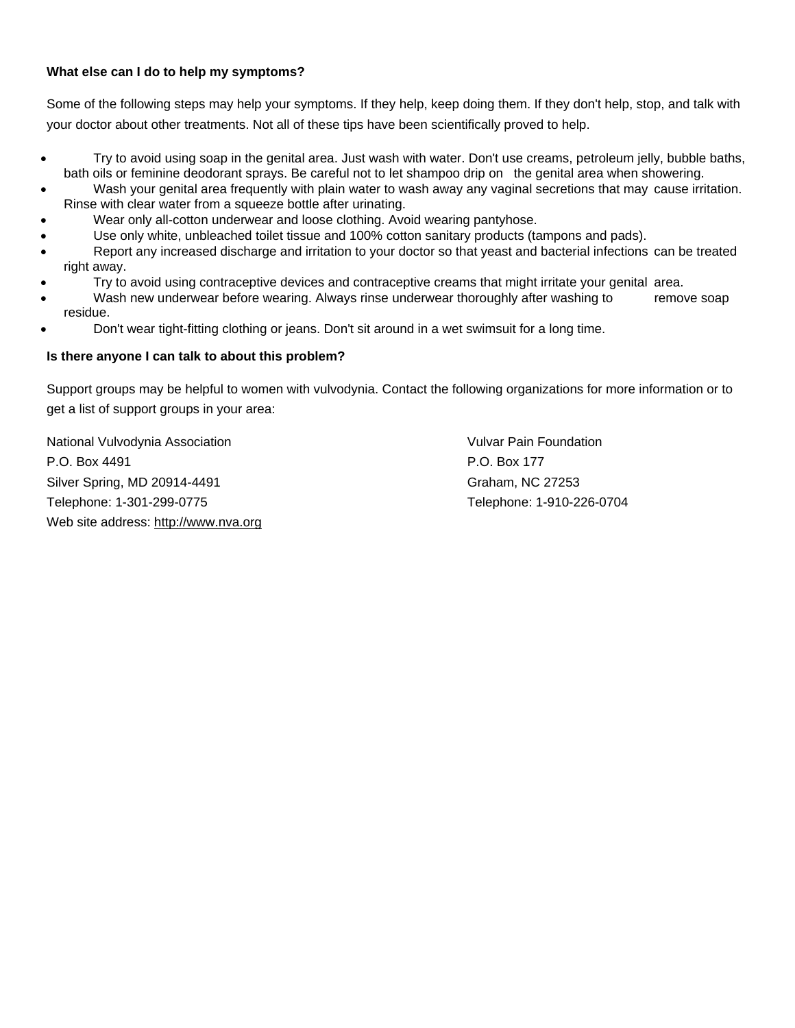**What else can I do to help my symptoms?**

Some of the following steps may help your symptoms. If they help, keep doing them. If they don't help, stop, and talk with your doctor about other treatments. Not all of these tips have been scientifically proved to help.

- Try to avoid using soap in the genital area. Just wash with water. Don't use creams, petroleum jelly, bubble baths, bath oils or feminine deodorant sprays. Be careful not to let shampoo drip on the genital area when showering.
- Wash your genital area frequently with plain water to wash away any vaginal secretions that may cause irritation. Rinse with clear water from a squeeze bottle after urinating.
- Wear only all-cotton underwear and loose clothing. Avoid wearing pantyhose.
- Use only white, unbleached toilet tissue and 100% cotton sanitary products (tampons and pads).
- Report any increased discharge and irritation to your doctor so that yeast and bacterial infections can be treated right away.
- Try to avoid using contraceptive devices and contraceptive creams that might irritate your genital area.
- Wash new underwear before wearing. Always rinse underwear thoroughly after washing to remove soap residue.
- Don't wear tight-fitting clothing or jeans. Don't sit around in a wet swimsuit for a long time.

**Is there anyone I can talk to about this problem?**

Support groups may be helpful to women with vulvodynia. Contact the following organizations for more information or to get a list of support groups in your area:

National Vulvodynia Association
P.O. Box 4491
Silver Spring, MD 20914-4491
Telephone: 1-301-299-0775
Web site address: http://www.nva.org

Vulvar Pain Foundation
P.O. Box 177
Graham, NC 27253
Telephone: 1-910-226-0704